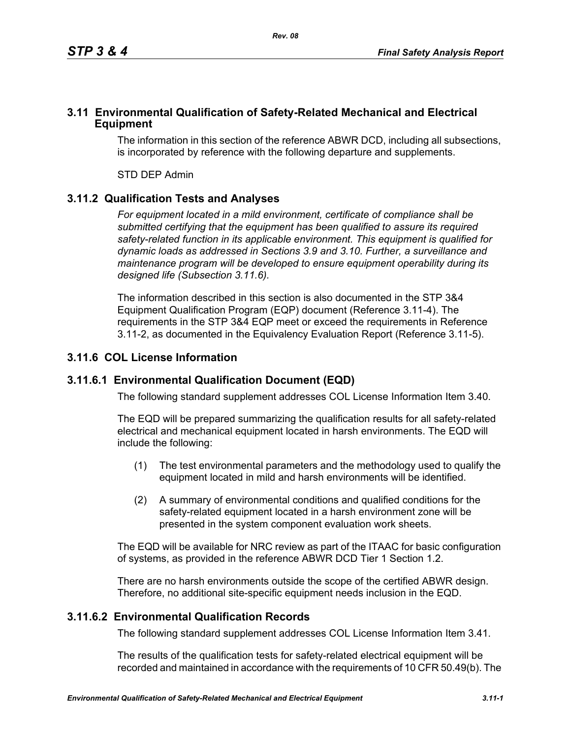## 3.11 Environmental Qualification of Safety-Related Mechanical and Electrical Equipment

The information in this section of the reference ABWR DCD, including all subsections, is incorporated by reference with the following departure and supplements.

STD DEP Admin

### 3.11.2 Qualification Tests and Analyses

*For equipment located in a mild environment, certificate of compliance shall be submitted certifying that the equipment has been qualified to assure its required safety-related function in its applicable environment. This equipment is qualified for dynamic loads as addressed in Sections 3.9 and 3.10. Further, a surveillance and maintenance program will be developed to ensure equipment operability during its designed life (Subsection 3.11.6).*

The information described in this section is also documented in the STP 3&4 Equipment Qualification Program (EQP) document (Reference 3.11-4). The requirements in the STP 3&4 EQP meet or exceed the requirements in Reference 3.11-2, as documented in the Equivalency Evaluation Report (Reference 3.11-5).

### 3.11.6 COL License Information

#### 3.11.6.1 Environmental Qualification Document (EQD)

The following standard supplement addresses COL License Information Item 3.40.

The EQD will be prepared summarizing the qualification results for all safety-related electrical and mechanical equipment located in harsh environments. The EQD will include the following:

(1) The test environmental parameters and the methodology used to qualify the equipment located in mild and harsh environments will be identified.

(2) A summary of environmental conditions and qualified conditions for the safety-related equipment located in a harsh environment zone will be presented in the system component evaluation work sheets.

The EQD will be available for NRC review as part of the ITAAC for basic configuration of systems, as provided in the reference ABWR DCD Tier 1 Section 1.2.

There are no harsh environments outside the scope of the certified ABWR design. Therefore, no additional site-specific equipment needs inclusion in the EQD.

#### 3.11.6.2 Environmental Qualification Records

The following standard supplement addresses COL License Information Item 3.41.

The results of the qualification tests for safety-related electrical equipment will be recorded and maintained in accordance with the requirements of 10 CFR 50.49(b). The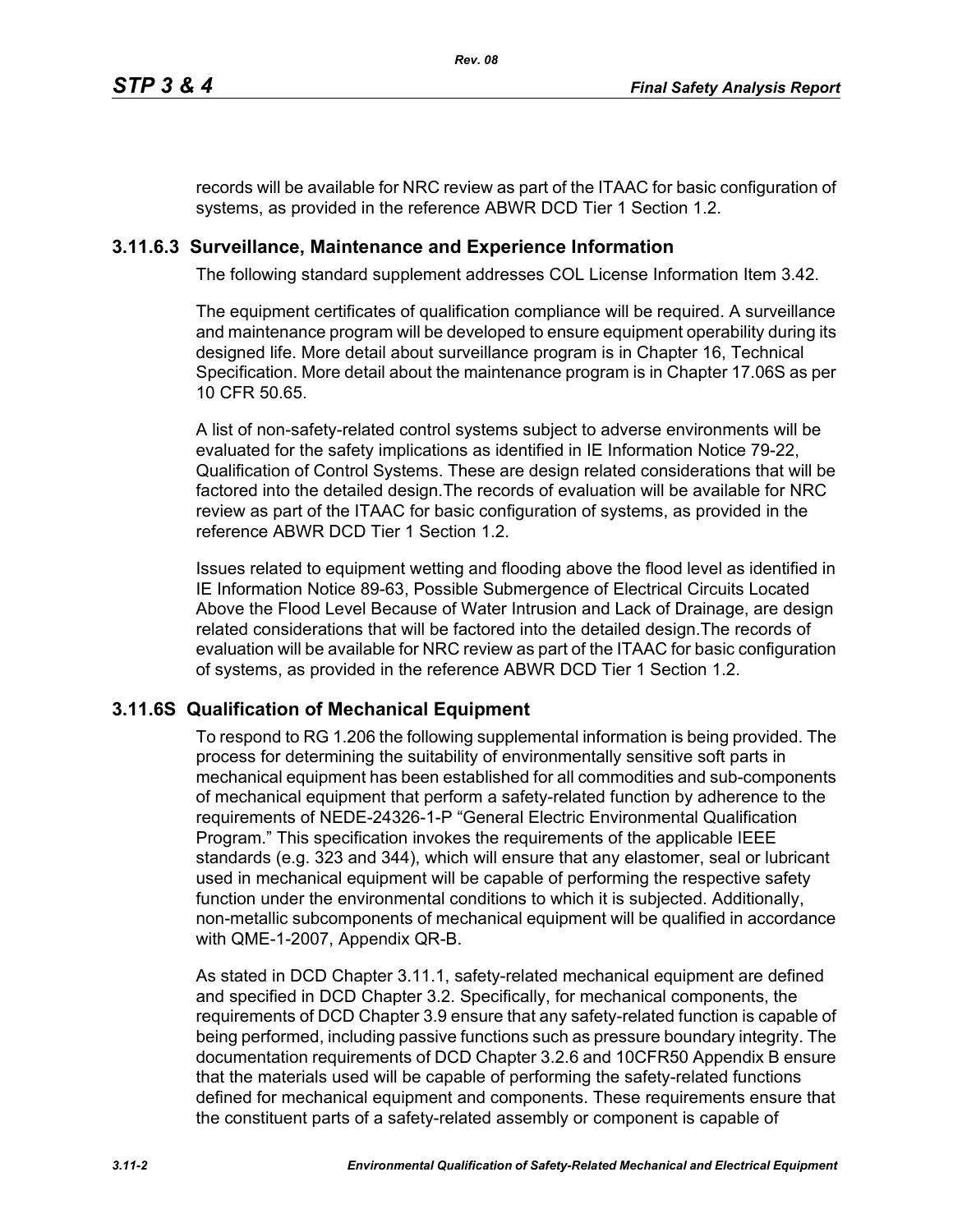records will be available for NRC review as part of the ITAAC for basic configuration of systems, as provided in the reference ABWR DCD Tier 1 Section 1.2.

### 3.11.6.3 Surveillance, Maintenance and Experience Information

The following standard supplement addresses COL License Information Item 3.42.

The equipment certificates of qualification compliance will be required. A surveillance and maintenance program will be developed to ensure equipment operability during its designed life. More detail about surveillance program is in Chapter 16, Technical Specification. More detail about the maintenance program is in Chapter 17.06S as per 10 CFR 50.65.

A list of non-safety-related control systems subject to adverse environments will be evaluated for the safety implications as identified in IE Information Notice 79-22, Qualification of Control Systems. These are design related considerations that will be factored into the detailed design.The records of evaluation will be available for NRC review as part of the ITAAC for basic configuration of systems, as provided in the reference ABWR DCD Tier 1 Section 1.2.

Issues related to equipment wetting and flooding above the flood level as identified in IE Information Notice 89-63, Possible Submergence of Electrical Circuits Located Above the Flood Level Because of Water Intrusion and Lack of Drainage, are design related considerations that will be factored into the detailed design.The records of evaluation will be available for NRC review as part of the ITAAC for basic configuration of systems, as provided in the reference ABWR DCD Tier 1 Section 1.2.

## 3.11.6S Qualification of Mechanical Equipment

To respond to RG 1.206 the following supplemental information is being provided. The process for determining the suitability of environmentally sensitive soft parts in mechanical equipment has been established for all commodities and sub-components of mechanical equipment that perform a safety-related function by adherence to the requirements of NEDE-24326-1-P "General Electric Environmental Qualification Program." This specification invokes the requirements of the applicable IEEE standards (e.g. 323 and 344), which will ensure that any elastomer, seal or lubricant used in mechanical equipment will be capable of performing the respective safety function under the environmental conditions to which it is subjected. Additionally, non-metallic subcomponents of mechanical equipment will be qualified in accordance with QME-1-2007, Appendix QR-B.

As stated in DCD Chapter 3.11.1, safety-related mechanical equipment are defined and specified in DCD Chapter 3.2. Specifically, for mechanical components, the requirements of DCD Chapter 3.9 ensure that any safety-related function is capable of being performed, including passive functions such as pressure boundary integrity. The documentation requirements of DCD Chapter 3.2.6 and 10CFR50 Appendix B ensure that the materials used will be capable of performing the safety-related functions defined for mechanical equipment and components. These requirements ensure that the constituent parts of a safety-related assembly or component is capable of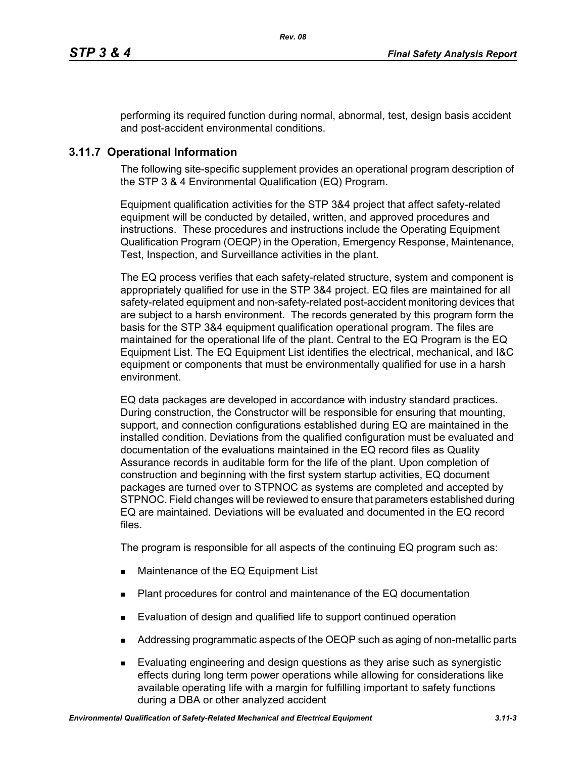performing its required function during normal, abnormal, test, design basis accident and post-accident environmental conditions.

## 3.11.7 Operational Information

The following site-specific supplement provides an operational program description of the STP 3 & 4 Environmental Qualification (EQ) Program.

Equipment qualification activities for the STP 3&4 project that affect safety-related equipment will be conducted by detailed, written, and approved procedures and instructions. These procedures and instructions include the Operating Equipment Qualification Program (OEQP) in the Operation, Emergency Response, Maintenance, Test, Inspection, and Surveillance activities in the plant.

The EQ process verifies that each safety-related structure, system and component is appropriately qualified for use in the STP 3&4 project. EQ files are maintained for all safety-related equipment and non-safety-related post-accident monitoring devices that are subject to a harsh environment. The records generated by this program form the basis for the STP 3&4 equipment qualification operational program. The files are maintained for the operational life of the plant. Central to the EQ Program is the EQ Equipment List. The EQ Equipment List identifies the electrical, mechanical, and I&C equipment or components that must be environmentally qualified for use in a harsh environment.

EQ data packages are developed in accordance with industry standard practices. During construction, the Constructor will be responsible for ensuring that mounting, support, and connection configurations established during EQ are maintained in the installed condition. Deviations from the qualified configuration must be evaluated and documentation of the evaluations maintained in the EQ record files as Quality Assurance records in auditable form for the life of the plant. Upon completion of construction and beginning with the first system startup activities, EQ document packages are turned over to STPNOC as systems are completed and accepted by STPNOC. Field changes will be reviewed to ensure that parameters established during EQ are maintained. Deviations will be evaluated and documented in the EQ record files.

The program is responsible for all aspects of the continuing EQ program such as:

- Maintenance of the EQ Equipment List
- Plant procedures for control and maintenance of the EQ documentation
- Evaluation of design and qualified life to support continued operation
- Addressing programmatic aspects of the OEQP such as aging of non-metallic parts
- Evaluating engineering and design questions as they arise such as synergistic effects during long term power operations while allowing for considerations like available operating life with a margin for fulfilling important to safety functions during a DBA or other analyzed accident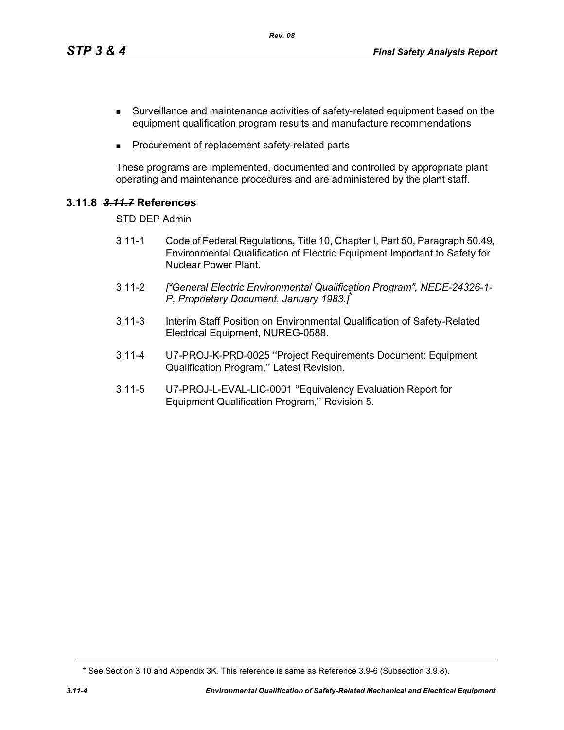- Surveillance and maintenance activities of safety-related equipment based on the equipment qualification program results and manufacture recommendations
- Procurement of replacement safety-related parts

These programs are implemented, documented and controlled by appropriate plant operating and maintenance procedures and are administered by the plant staff.

## 3.11.8 ~~*3.11.7*~~ References

STD DEP Admin

3.11-1 Code of Federal Regulations, Title 10, Chapter I, Part 50, Paragraph 50.49, Environmental Qualification of Electric Equipment Important to Safety for Nuclear Power Plant.

3.11-2 *["General Electric Environmental Qualification Program", NEDE-24326-1-P, Proprietary Document, January 1983.]*[*]

3.11-3 Interim Staff Position on Environmental Qualification of Safety-Related Electrical Equipment, NUREG-0588.

3.11-4 U7-PROJ-K-PRD-0025 ''Project Requirements Document: Equipment Qualification Program,'' Latest Revision.

3.11-5 U7-PROJ-L-EVAL-LIC-0001 ''Equivalency Evaluation Report for Equipment Qualification Program,'' Revision 5.

\* See Section 3.10 and Appendix 3K. This reference is same as Reference 3.9-6 (Subsection 3.9.8).